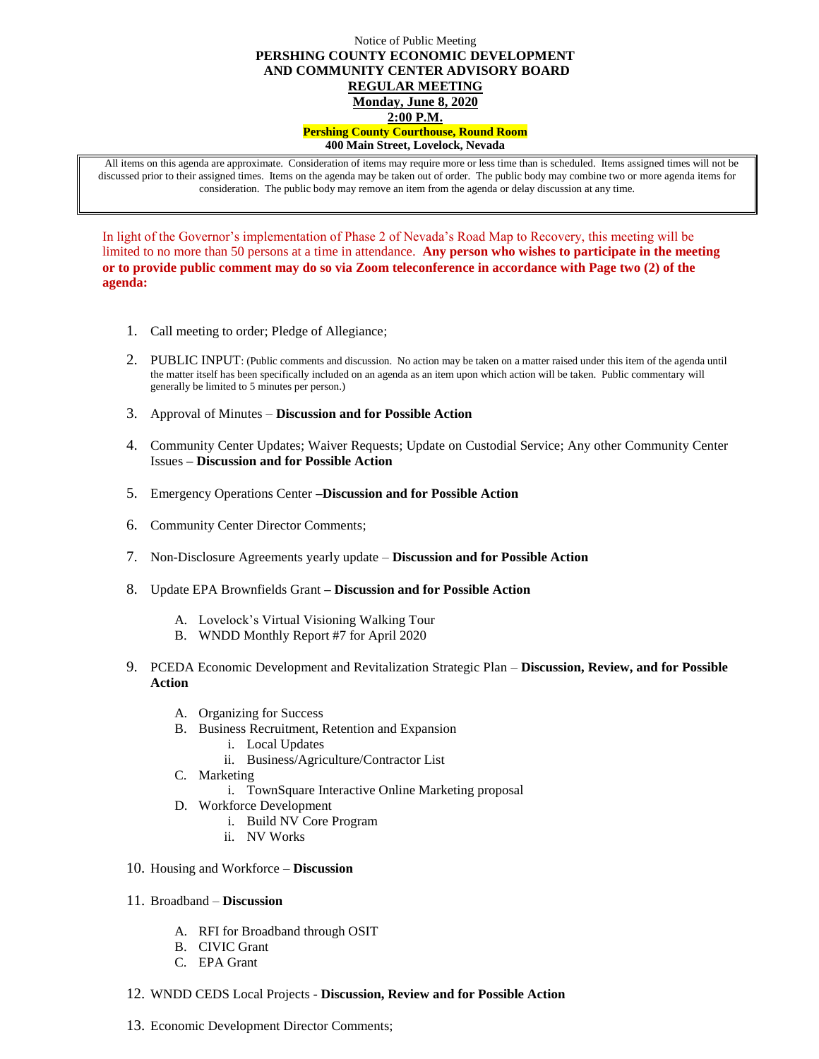Notice of Public Meeting

**PERSHING COUNTY ECONOMIC DEVELOPMENT AND COMMUNITY CENTER ADVISORY BOARD**

**REGULAR MEETING**

**Monday, June 8, 2020**

**2:00 P.M.**

**Pershing County Courthouse, Round Room**

**400 Main Street, Lovelock, Nevada**

All items on this agenda are approximate. Consideration of items may require more or less time than is scheduled. Items assigned times will not be discussed prior to their assigned times. Items on the agenda may be taken out of order. The public body may combine two or more agenda items for consideration. The public body may remove an item from the agenda or delay discussion at any time.

In light of the Governor's implementation of Phase 2 of Nevada's Road Map to Recovery, this meeting will be limited to no more than 50 persons at a time in attendance. **Any person who wishes to participate in the meeting or to provide public comment may do so via Zoom teleconference in accordance with Page two (2) of the agenda:**

1. Call meeting to order; Pledge of Allegiance;
2. PUBLIC INPUT: (Public comments and discussion. No action may be taken on a matter raised under this item of the agenda until the matter itself has been specifically included on an agenda as an item upon which action will be taken. Public commentary will generally be limited to 5 minutes per person.)
3. Approval of Minutes – **Discussion and for Possible Action**
4. Community Center Updates; Waiver Requests; Update on Custodial Service; Any other Community Center Issues **– Discussion and for Possible Action**
5. Emergency Operations Center **–Discussion and for Possible Action**
6. Community Center Director Comments;
7. Non-Disclosure Agreements yearly update – **Discussion and for Possible Action**
8. Update EPA Brownfields Grant **– Discussion and for Possible Action**
   - A. Lovelock's Virtual Visioning Walking Tour
   - B. WNDD Monthly Report #7 for April 2020
9. PCEDA Economic Development and Revitalization Strategic Plan – **Discussion, Review, and for Possible Action**
   - A. Organizing for Success
   - B. Business Recruitment, Retention and Expansion
     - i. Local Updates
     - ii. Business/Agriculture/Contractor List
   - C. Marketing
     - i. TownSquare Interactive Online Marketing proposal
   - D. Workforce Development
     - i. Build NV Core Program
     - ii. NV Works
10. Housing and Workforce – **Discussion**
11. Broadband – **Discussion**
    - A. RFI for Broadband through OSIT
    - B. CIVIC Grant
    - C. EPA Grant
12. WNDD CEDS Local Projects - **Discussion, Review and for Possible Action**
13. Economic Development Director Comments;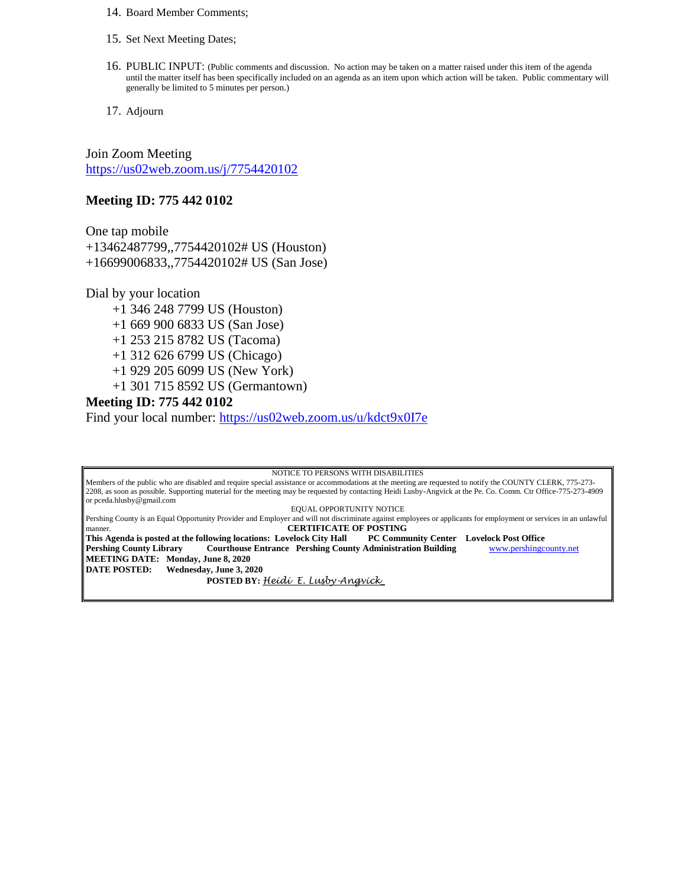14. Board Member Comments;

15. Set Next Meeting Dates;

16. PUBLIC INPUT: (Public comments and discussion. No action may be taken on a matter raised under this item of the agenda until the matter itself has been specifically included on an agenda as an item upon which action will be taken. Public commentary will generally be limited to 5 minutes per person.)

17. Adjourn

Join Zoom Meeting
https://us02web.zoom.us/j/7754420102

**Meeting ID: 775 442 0102**

One tap mobile
+13462487799,,7754420102# US (Houston)
+16699006833,,7754420102# US (San Jose)

Dial by your location
+1 346 248 7799 US (Houston)
+1 669 900 6833 US (San Jose)
+1 253 215 8782 US (Tacoma)
+1 312 626 6799 US (Chicago)
+1 929 205 6099 US (New York)
+1 301 715 8592 US (Germantown)

**Meeting ID: 775 442 0102**

Find your local number: https://us02web.zoom.us/u/kdct9x0I7e

NOTICE TO PERSONS WITH DISABILITIES

Members of the public who are disabled and require special assistance or accommodations at the meeting are requested to notify the COUNTY CLERK, 775-273-2208, as soon as possible. Supporting material for the meeting may be requested by contacting Heidi Lusby-Angvick at the Pe. Co. Comm. Ctr Office-775-273-4909 or pceda.hlusby@gmail.com

EQUAL OPPORTUNITY NOTICE

Pershing County is an Equal Opportunity Provider and Employer and will not discriminate against employees or applicants for employment or services in an unlawful manner.

**CERTIFICATE OF POSTING**

**This Agenda is posted at the following locations: Lovelock City Hall PC Community Center Lovelock Post Office Pershing County Library Courthouse Entrance Pershing County Administration Building** www.pershingcounty.net

**MEETING DATE: Monday, June 8, 2020**

**DATE POSTED: Wednesday, June 3, 2020**

**POSTED BY:** *Heidi E. Lusby-Angvick*